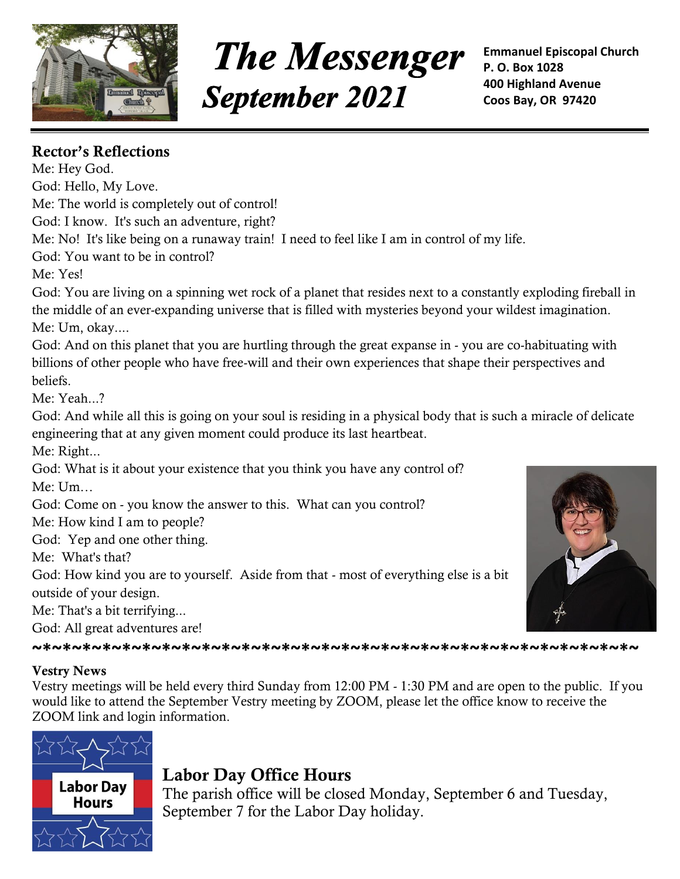# *The Messenger*
## *September 2021*

**Emmanuel Episcopal Church**
**P. O. Box 1028**
**400 Highland Avenue**
**Coos Bay, OR 97420**

## Rector's Reflections

Me: Hey God.

God: Hello, My Love.

Me: The world is completely out of control!

God: I know. It's such an adventure, right?

Me: No! It's like being on a runaway train! I need to feel like I am in control of my life.

God: You want to be in control?

Me: Yes!

God: You are living on a spinning wet rock of a planet that resides next to a constantly exploding fireball in the middle of an ever-expanding universe that is filled with mysteries beyond your wildest imagination.

Me: Um, okay....

God: And on this planet that you are hurtling through the great expanse in - you are co-habituating with billions of other people who have free-will and their own experiences that shape their perspectives and beliefs.

Me: Yeah...?

God: And while all this is going on your soul is residing in a physical body that is such a miracle of delicate engineering that at any given moment could produce its last heartbeat.

Me: Right...

God: What is it about your existence that you think you have any control of?

Me: Um…

God: Come on - you know the answer to this. What can you control?

Me: How kind I am to people?

God: Yep and one other thing.

Me: What's that?

God: How kind you are to yourself. Aside from that - most of everything else is a bit outside of your design.

Me: That's a bit terrifying...

God: All great adventures are!

~*~*~*~*~*~*~*~*~*~*~*~*~*~*~*~*~*~*~*~*~*~*~*~*~*~*~*~*~*~*~*~*~*~*~

### Vestry News

Vestry meetings will be held every third Sunday from 12:00 PM - 1:30 PM and are open to the public. If you would like to attend the September Vestry meeting by ZOOM, please let the office know to receive the ZOOM link and login information.

## Labor Day Office Hours

The parish office will be closed Monday, September 6 and Tuesday, September 7 for the Labor Day holiday.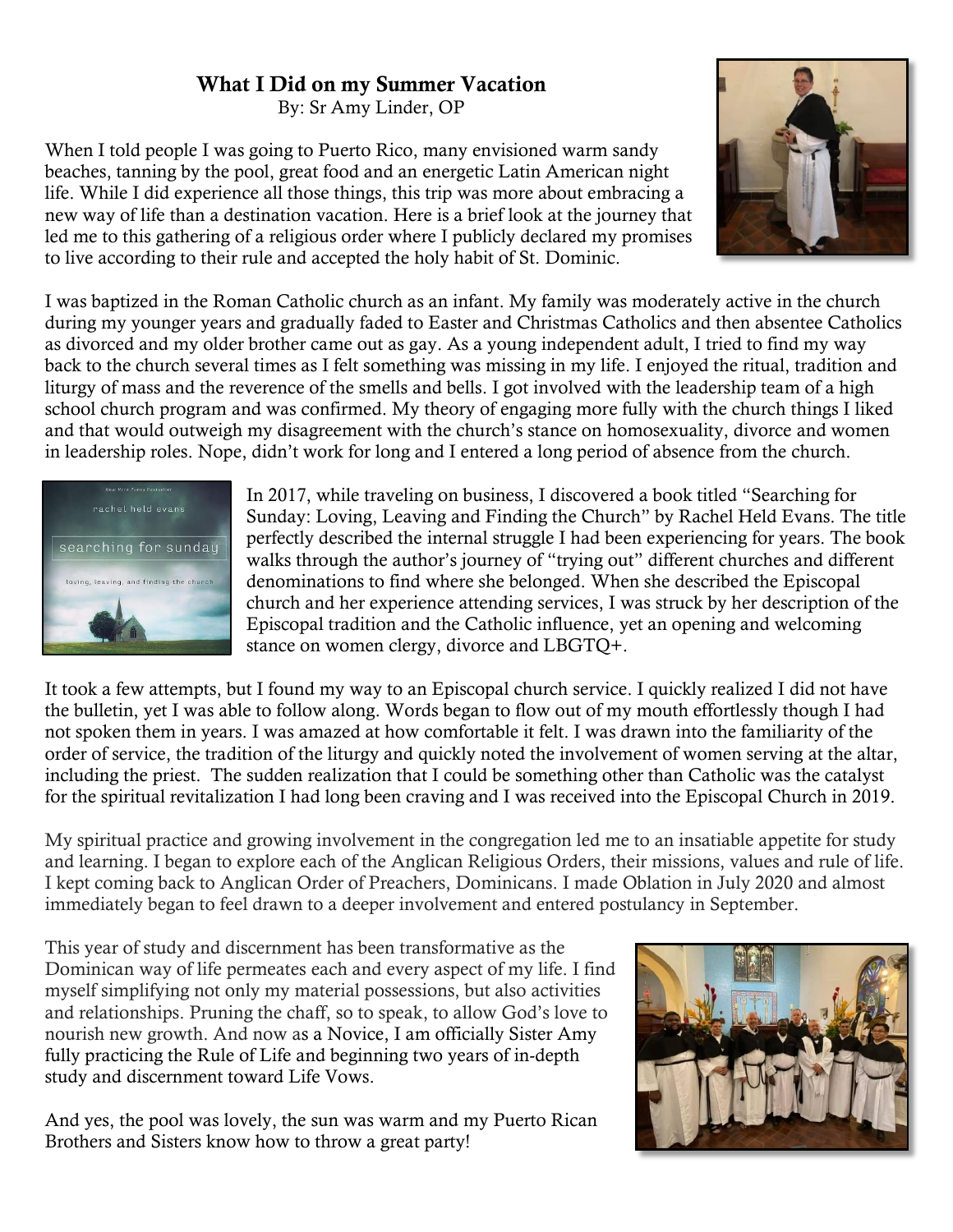# What I Did on my Summer Vacation

By: Sr Amy Linder, OP

When I told people I was going to Puerto Rico, many envisioned warm sandy beaches, tanning by the pool, great food and an energetic Latin American night life. While I did experience all those things, this trip was more about embracing a new way of life than a destination vacation. Here is a brief look at the journey that led me to this gathering of a religious order where I publicly declared my promises to live according to their rule and accepted the holy habit of St. Dominic.

I was baptized in the Roman Catholic church as an infant. My family was moderately active in the church during my younger years and gradually faded to Easter and Christmas Catholics and then absentee Catholics as divorced and my older brother came out as gay. As a young independent adult, I tried to find my way back to the church several times as I felt something was missing in my life. I enjoyed the ritual, tradition and liturgy of mass and the reverence of the smells and bells. I got involved with the leadership team of a high school church program and was confirmed. My theory of engaging more fully with the church things I liked and that would outweigh my disagreement with the church's stance on homosexuality, divorce and women in leadership roles. Nope, didn't work for long and I entered a long period of absence from the church.

In 2017, while traveling on business, I discovered a book titled "Searching for Sunday: Loving, Leaving and Finding the Church" by Rachel Held Evans. The title perfectly described the internal struggle I had been experiencing for years. The book walks through the author's journey of "trying out" different churches and different denominations to find where she belonged. When she described the Episcopal church and her experience attending services, I was struck by her description of the Episcopal tradition and the Catholic influence, yet an opening and welcoming stance on women clergy, divorce and LBGTQ+.

It took a few attempts, but I found my way to an Episcopal church service. I quickly realized I did not have the bulletin, yet I was able to follow along. Words began to flow out of my mouth effortlessly though I had not spoken them in years. I was amazed at how comfortable it felt. I was drawn into the familiarity of the order of service, the tradition of the liturgy and quickly noted the involvement of women serving at the altar, including the priest. The sudden realization that I could be something other than Catholic was the catalyst for the spiritual revitalization I had long been craving and I was received into the Episcopal Church in 2019.

My spiritual practice and growing involvement in the congregation led me to an insatiable appetite for study and learning. I began to explore each of the Anglican Religious Orders, their missions, values and rule of life. I kept coming back to Anglican Order of Preachers, Dominicans. I made Oblation in July 2020 and almost immediately began to feel drawn to a deeper involvement and entered postulancy in September.

This year of study and discernment has been transformative as the Dominican way of life permeates each and every aspect of my life. I find myself simplifying not only my material possessions, but also activities and relationships. Pruning the chaff, so to speak, to allow God's love to nourish new growth. And now as a Novice, I am officially Sister Amy fully practicing the Rule of Life and beginning two years of in-depth study and discernment toward Life Vows.

And yes, the pool was lovely, the sun was warm and my Puerto Rican Brothers and Sisters know how to throw a great party!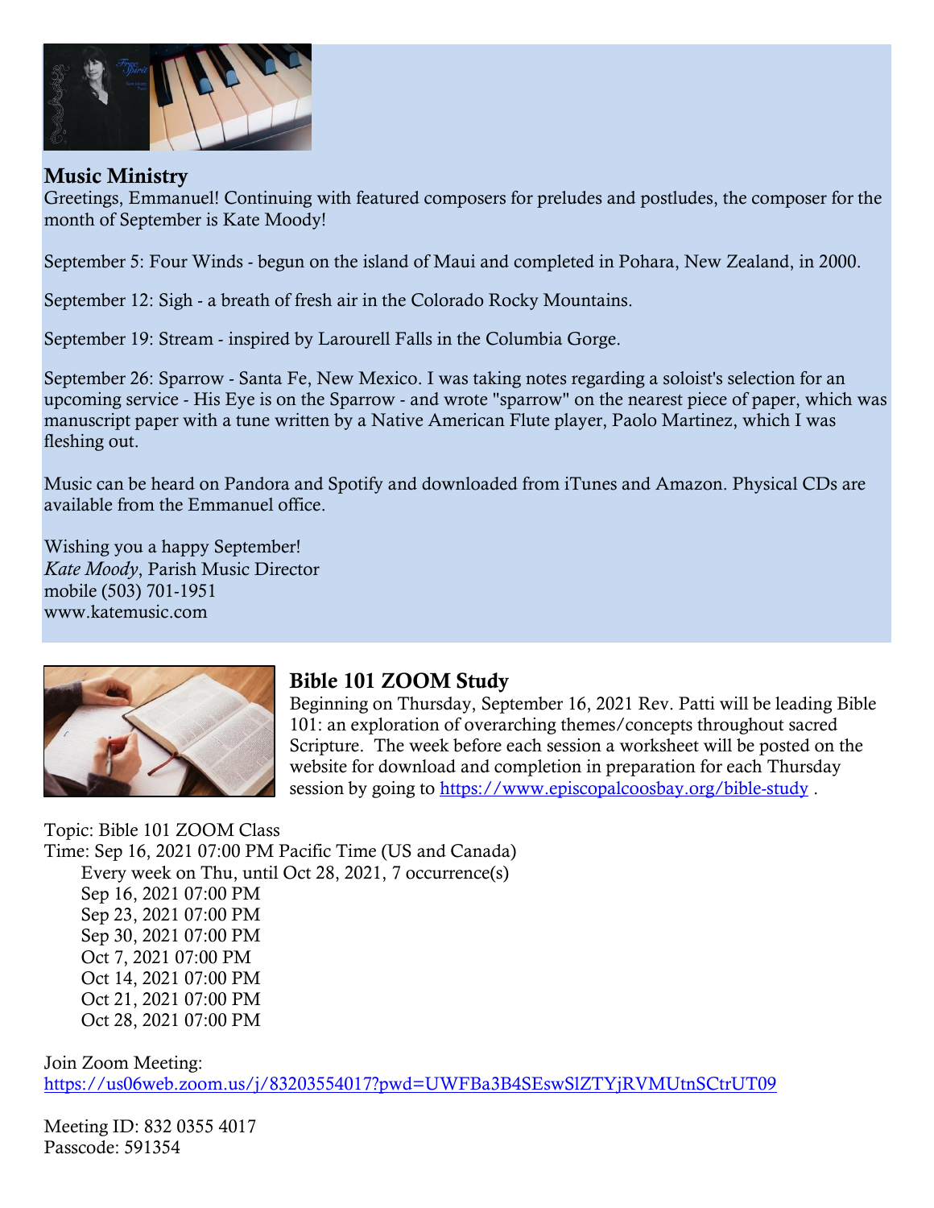## Music Ministry

Greetings, Emmanuel! Continuing with featured composers for preludes and postludes, the composer for the month of September is Kate Moody!

September 5: Four Winds - begun on the island of Maui and completed in Pohara, New Zealand, in 2000.

September 12: Sigh - a breath of fresh air in the Colorado Rocky Mountains.

September 19: Stream - inspired by Larourell Falls in the Columbia Gorge.

September 26: Sparrow - Santa Fe, New Mexico. I was taking notes regarding a soloist's selection for an upcoming service - His Eye is on the Sparrow - and wrote "sparrow" on the nearest piece of paper, which was manuscript paper with a tune written by a Native American Flute player, Paolo Martinez, which I was fleshing out.

Music can be heard on Pandora and Spotify and downloaded from iTunes and Amazon. Physical CDs are available from the Emmanuel office.

Wishing you a happy September!
*Kate Moody*, Parish Music Director
mobile (503) 701-1951
www.katemusic.com

## Bible 101 ZOOM Study

Beginning on Thursday, September 16, 2021 Rev. Patti will be leading Bible 101: an exploration of overarching themes/concepts throughout sacred Scripture. The week before each session a worksheet will be posted on the website for download and completion in preparation for each Thursday session by going to https://www.episcopalcoosbay.org/bible-study .

Topic: Bible 101 ZOOM Class
Time: Sep 16, 2021 07:00 PM Pacific Time (US and Canada)
Every week on Thu, until Oct 28, 2021, 7 occurrence(s)
Sep 16, 2021 07:00 PM
Sep 23, 2021 07:00 PM
Sep 30, 2021 07:00 PM
Oct 7, 2021 07:00 PM
Oct 14, 2021 07:00 PM
Oct 21, 2021 07:00 PM
Oct 28, 2021 07:00 PM

Join Zoom Meeting:
https://us06web.zoom.us/j/83203554017?pwd=UWFBa3B4SEswSlZTYjRVMUtnSCtrUT09

Meeting ID: 832 0355 4017
Passcode: 591354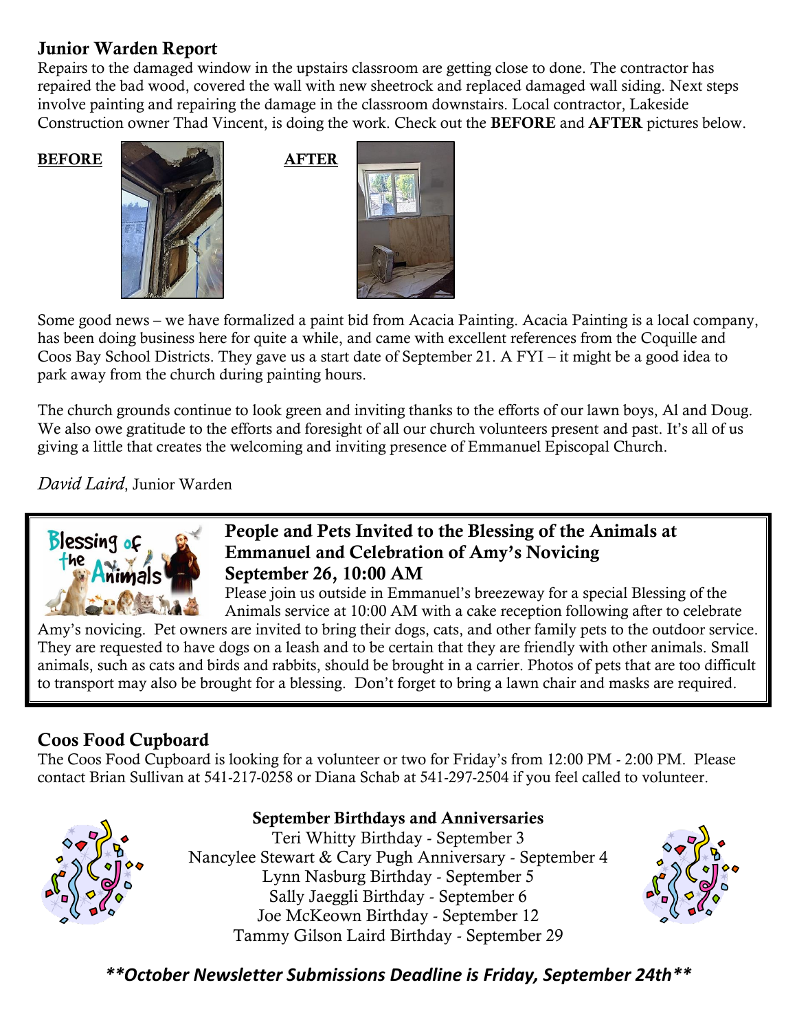## Junior Warden Report

Repairs to the damaged window in the upstairs classroom are getting close to done. The contractor has repaired the bad wood, covered the wall with new sheetrock and replaced damaged wall siding. Next steps involve painting and repairing the damage in the classroom downstairs. Local contractor, Lakeside Construction owner Thad Vincent, is doing the work. Check out the **BEFORE** and **AFTER** pictures below.

**BEFORE** **AFTER**

Some good news – we have formalized a paint bid from Acacia Painting. Acacia Painting is a local company, has been doing business here for quite a while, and came with excellent references from the Coquille and Coos Bay School Districts. They gave us a start date of September 21. A FYI – it might be a good idea to park away from the church during painting hours.

The church grounds continue to look green and inviting thanks to the efforts of our lawn boys, Al and Doug. We also owe gratitude to the efforts and foresight of all our church volunteers present and past. It's all of us giving a little that creates the welcoming and inviting presence of Emmanuel Episcopal Church.

*David Laird*, Junior Warden

### People and Pets Invited to the Blessing of the Animals at Emmanuel and Celebration of Amy's Novicing September 26, 10:00 AM

Please join us outside in Emmanuel's breezeway for a special Blessing of the Animals service at 10:00 AM with a cake reception following after to celebrate Amy's novicing. Pet owners are invited to bring their dogs, cats, and other family pets to the outdoor service. They are requested to have dogs on a leash and to be certain that they are friendly with other animals. Small animals, such as cats and birds and rabbits, should be brought in a carrier. Photos of pets that are too difficult to transport may also be brought for a blessing. Don't forget to bring a lawn chair and masks are required.

## Coos Food Cupboard

The Coos Food Cupboard is looking for a volunteer or two for Friday's from 12:00 PM - 2:00 PM. Please contact Brian Sullivan at 541-217-0258 or Diana Schab at 541-297-2504 if you feel called to volunteer.

### September Birthdays and Anniversaries

Teri Whitty Birthday - September 3
Nancylee Stewart & Cary Pugh Anniversary - September 4
Lynn Nasburg Birthday - September 5
Sally Jaeggli Birthday - September 6
Joe McKeown Birthday - September 12
Tammy Gilson Laird Birthday - September 29

***\*\*October Newsletter Submissions Deadline is Friday, September 24th\*\****